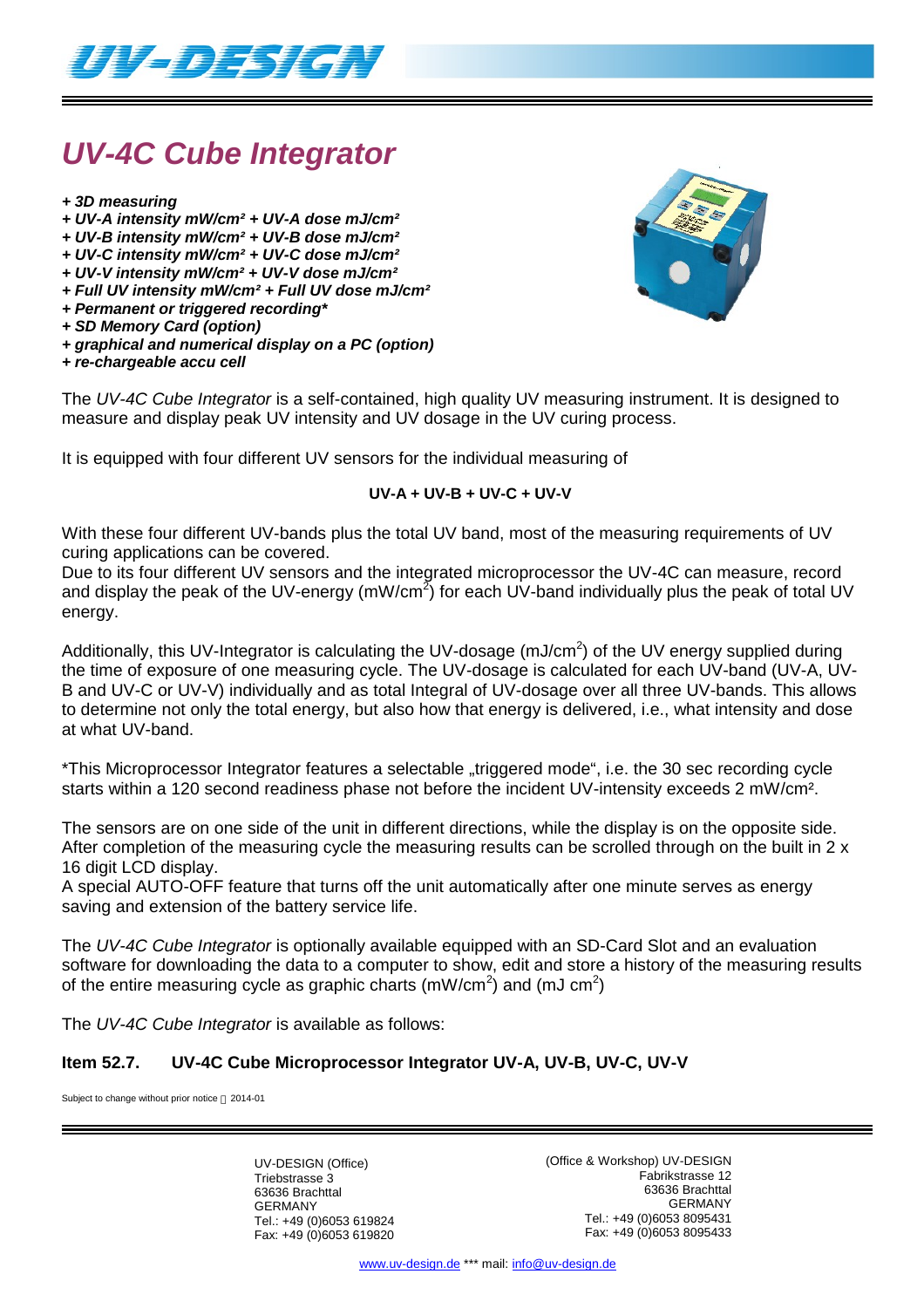# *UV-4C Cube Integrator*

*+ 3D measuring*
*+ UV-A intensity mW/cm² + UV-A dose mJ/cm²*
*+ UV-B intensity mW/cm² + UV-B dose mJ/cm²*
*+ UV-C intensity mW/cm² + UV-C dose mJ/cm²*
*+ UV-V intensity mW/cm² + UV-V dose mJ/cm²*
*+ Full UV intensity mW/cm² + Full UV dose mJ/cm²*
*+ Permanent or triggered recording**
*+ SD Memory Card (option)*
*+ graphical and numerical display on a PC (option)*
*+ re-chargeable accu cell*

The *UV-4C Cube Integrator* is a self-contained, high quality UV measuring instrument. It is designed to measure and display peak UV intensity and UV dosage in the UV curing process.

It is equipped with four different UV sensors for the individual measuring of

**UV-A + UV-B + UV-C + UV-V**

With these four different UV-bands plus the total UV band, most of the measuring requirements of UV curing applications can be covered.
Due to its four different UV sensors and the integrated microprocessor the UV-4C can measure, record and display the peak of the UV-energy (mW/cm$^2$) for each UV-band individually plus the peak of total UV energy.

Additionally, this UV-Integrator is calculating the UV-dosage (mJ/cm$^2$) of the UV energy supplied during the time of exposure of one measuring cycle. The UV-dosage is calculated for each UV-band (UV-A, UV-B and UV-C or UV-V) individually and as total Integral of UV-dosage over all three UV-bands. This allows to determine not only the total energy, but also how that energy is delivered, i.e., what intensity and dose at what UV-band.

*This Microprocessor Integrator features a selectable „triggered mode", i.e. the 30 sec recording cycle starts within a 120 second readiness phase not before the incident UV-intensity exceeds 2 mW/cm².

The sensors are on one side of the unit in different directions, while the display is on the opposite side. After completion of the measuring cycle the measuring results can be scrolled through on the built in 2 x 16 digit LCD display.
A special AUTO-OFF feature that turns off the unit automatically after one minute serves as energy saving and extension of the battery service life.

The *UV-4C Cube Integrator* is optionally available equipped with an SD-Card Slot and an evaluation software for downloading the data to a computer to show, edit and store a history of the measuring results of the entire measuring cycle as graphic charts (mW/cm$^2$) and (mJ cm$^2$)

The *UV-4C Cube Integrator* is available as follows:

**Item 52.7. UV-4C Cube Microprocessor Integrator UV-A, UV-B, UV-C, UV-V**

Subject to change without prior notice © 2014-01

UV-DESIGN (Office)
Triebstrasse 3
63636 Brachttal
GERMANY
Tel.: +49 (0)6053 619824
Fax: +49 (0)6053 619820

(Office & Workshop) UV-DESIGN
Fabrikstrasse 12
63636 Brachttal
GERMANY
Tel.: +49 (0)6053 8095431
Fax: +49 (0)6053 8095433

www.uv-design.de *** mail: info@uv-design.de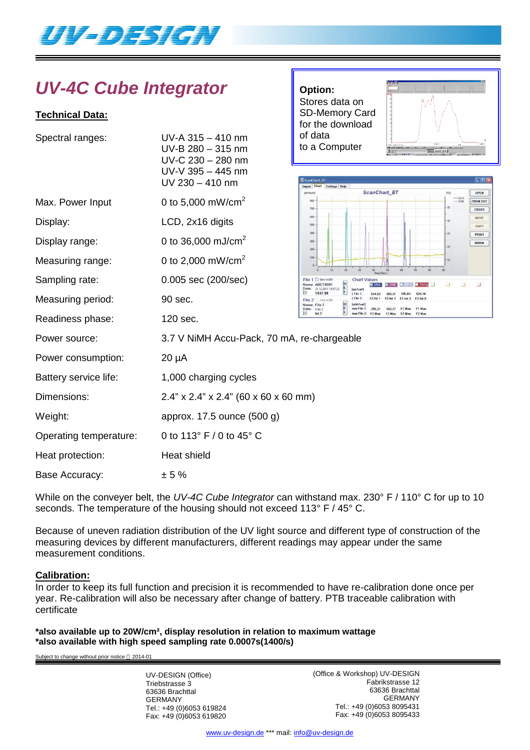# UV-4C Cube Integrator

**Option:**
Stores data on SD-Memory Card for the download of data to a Computer

**Technical Data:**

| | |
|---|---|
| Spectral ranges: | UV-A 315 – 410 nm<br>UV-B 280 – 315 nm<br>UV-C 230 – 280 nm<br>UV-V 395 – 445 nm<br>UV 230 – 410 nm |
| Max. Power Input | 0 to 5,000 mW/cm$^2$ |
| Display: | LCD, 2x16 digits |
| Display range: | 0 to 36,000 mJ/cm$^2$ |
| Measuring range: | 0 to 2,000 mW/cm$^2$ |
| Sampling rate: | 0.005 sec (200/sec) |
| Measuring period: | 90 sec. |
| Readiness phase: | 120 sec. |
| Power source: | 3.7 V NiMH Accu-Pack, 70 mA, re-chargeable |
| Power consumption: | 20 µA |
| Battery service life: | 1,000 charging cycles |
| Dimensions: | 2.4" x 2.4" x 2.4" (60 x 60 x 60 mm) |
| Weight: | approx. 17.5 ounce (500 g) |
| Operating temperature: | 0 to 113° F / 0 to 45° C |
| Heat protection: | Heat shield |
| Base Accuracy: | ± 5 % |

While on the conveyer belt, the *UV-4C Cube Integrator* can withstand max. 230° F / 110° C for up to 10 seconds. The temperature of the housing should not exceed 113° F / 45° C.

Because of uneven radiation distribution of the UV light source and different type of construction of the measuring devices by different manufacturers, different readings may appear under the same measurement conditions.

**Calibration:**
In order to keep its full function and precision it is recommended to have re-calibration done once per year. Re-calibration will also be necessary after change of battery. PTB traceable calibration with certificate

**\*also available up to 20W/cm², display resolution in relation to maximum wattage**
**\*also available with high speed sampling rate 0.0007s(1400/s)**

Subject to change without prior notice 2014-01

UV-DESIGN (Office)
Triebstrasse 3
63636 Brachttal
GERMANY
Tel.: +49 (0)6053 619824
Fax: +49 (0)6053 619820

(Office & Workshop) UV-DESIGN
Fabrikstrasse 12
63636 Brachttal
GERMANY
Tel.: +49 (0)6053 8095431
Fax: +49 (0)6053 8095433

www.uv-design.de *** mail: info@uv-design.de